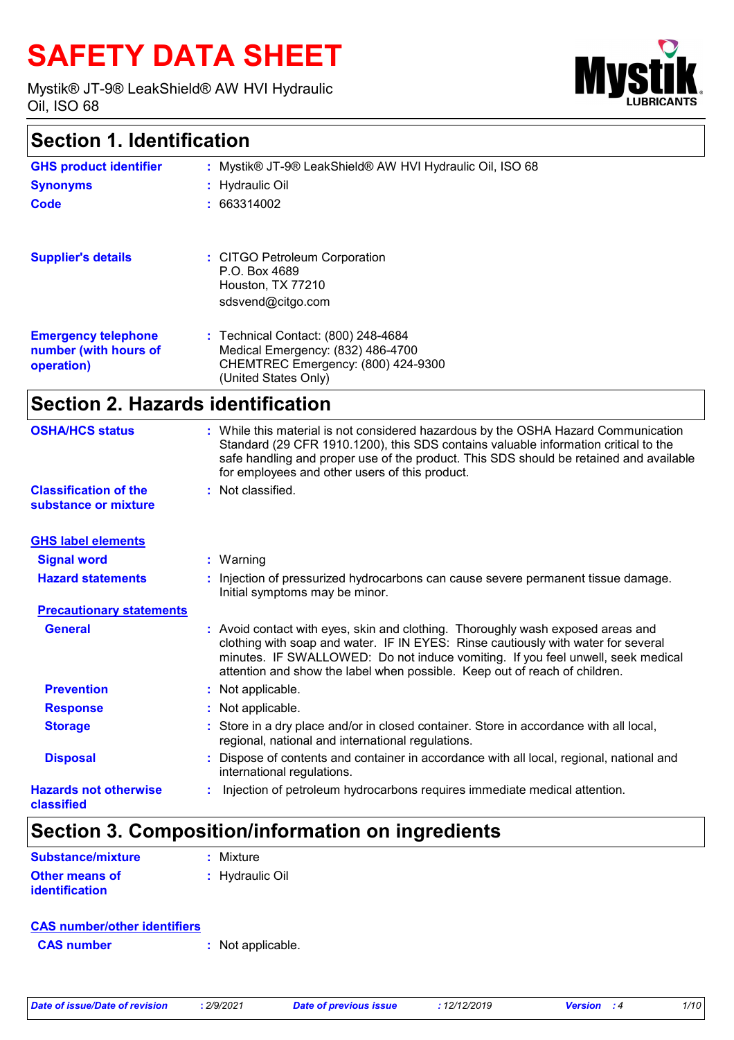# SAFETY DATA SHEET

Mystik® JT-9® LeakShield® AW HVI Hydraulic Oil, ISO 68

## Section 1. Identification

**GHS product identifier** : Mystik® JT-9® LeakShield® AW HVI Hydraulic Oil, ISO 68

**Synonyms** : Hydraulic Oil

**Code** : 663314002

**Supplier's details** : CITGO Petroleum Corporation
P.O. Box 4689
Houston, TX 77210
sdsvend@citgo.com

**Emergency telephone number (with hours of operation)** : Technical Contact: (800) 248-4684
Medical Emergency: (832) 486-4700
CHEMTREC Emergency: (800) 424-9300
(United States Only)

## Section 2. Hazards identification

**OSHA/HCS status** : While this material is not considered hazardous by the OSHA Hazard Communication Standard (29 CFR 1910.1200), this SDS contains valuable information critical to the safe handling and proper use of the product. This SDS should be retained and available for employees and other users of this product.

**Classification of the substance or mixture** : Not classified.

**GHS label elements**

**Signal word** : Warning

**Hazard statements** : Injection of pressurized hydrocarbons can cause severe permanent tissue damage. Initial symptoms may be minor.

**Precautionary statements**

**General** : Avoid contact with eyes, skin and clothing. Thoroughly wash exposed areas and clothing with soap and water. IF IN EYES: Rinse cautiously with water for several minutes. IF SWALLOWED: Do not induce vomiting. If you feel unwell, seek medical attention and show the label when possible. Keep out of reach of children.

**Prevention** : Not applicable.

**Response** : Not applicable.

**Storage** : Store in a dry place and/or in closed container. Store in accordance with all local, regional, national and international regulations.

**Disposal** : Dispose of contents and container in accordance with all local, regional, national and international regulations.

**Hazards not otherwise classified** : Injection of petroleum hydrocarbons requires immediate medical attention.

## Section 3. Composition/information on ingredients

**Substance/mixture** : Mixture

**Other means of identification** : Hydraulic Oil

**CAS number/other identifiers**

**CAS number** : Not applicable.

*Date of issue/Date of revision* : 2/9/2021 *Date of previous issue* : 12/12/2019 *Version* : 4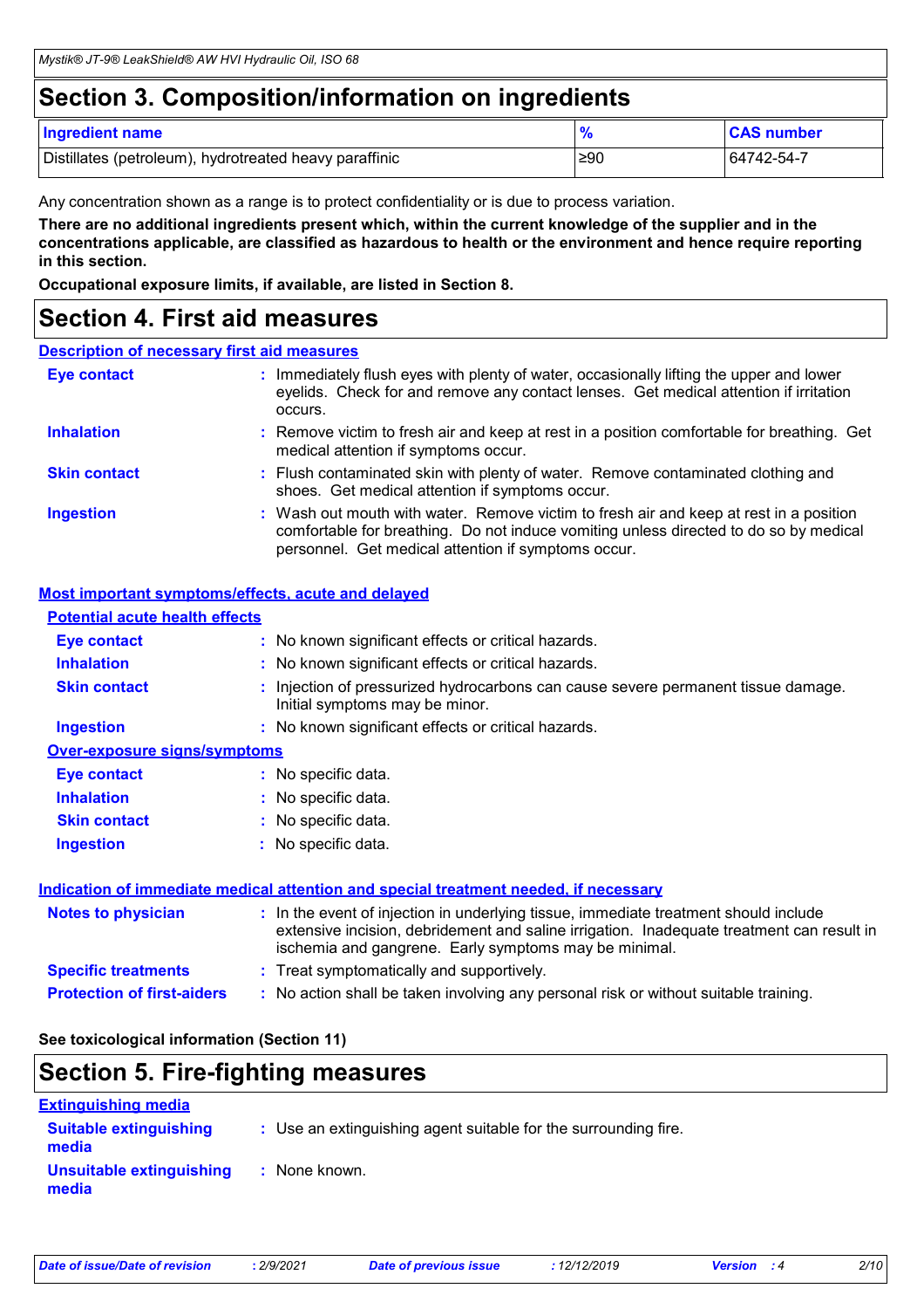# Section 3. Composition/information on ingredients

| Ingredient name | % | CAS number |
| --- | --- | --- |
| Distillates (petroleum), hydrotreated heavy paraffinic | ≥90 | 64742-54-7 |

Any concentration shown as a range is to protect confidentiality or is due to process variation.

**There are no additional ingredients present which, within the current knowledge of the supplier and in the concentrations applicable, are classified as hazardous to health or the environment and hence require reporting in this section.**

**Occupational exposure limits, if available, are listed in Section 8.**

# Section 4. First aid measures

## Description of necessary first aid measures

**Eye contact** : Immediately flush eyes with plenty of water, occasionally lifting the upper and lower eyelids. Check for and remove any contact lenses. Get medical attention if irritation occurs.

**Inhalation** : Remove victim to fresh air and keep at rest in a position comfortable for breathing. Get medical attention if symptoms occur.

**Skin contact** : Flush contaminated skin with plenty of water. Remove contaminated clothing and shoes. Get medical attention if symptoms occur.

**Ingestion** : Wash out mouth with water. Remove victim to fresh air and keep at rest in a position comfortable for breathing. Do not induce vomiting unless directed to do so by medical personnel. Get medical attention if symptoms occur.

## Most important symptoms/effects, acute and delayed

### Potential acute health effects

**Eye contact** : No known significant effects or critical hazards.

**Inhalation** : No known significant effects or critical hazards.

**Skin contact** : Injection of pressurized hydrocarbons can cause severe permanent tissue damage. Initial symptoms may be minor.

**Ingestion** : No known significant effects or critical hazards.

### Over-exposure signs/symptoms

**Eye contact** : No specific data.

**Inhalation** : No specific data.

**Skin contact** : No specific data.

**Ingestion** : No specific data.

## Indication of immediate medical attention and special treatment needed, if necessary

**Notes to physician** : In the event of injection in underlying tissue, immediate treatment should include extensive incision, debridement and saline irrigation. Inadequate treatment can result in ischemia and gangrene. Early symptoms may be minimal.

**Specific treatments** : Treat symptomatically and supportively.

**Protection of first-aiders** : No action shall be taken involving any personal risk or without suitable training.

**See toxicological information (Section 11)**

# Section 5. Fire-fighting measures

## Extinguishing media

**Suitable extinguishing media** : Use an extinguishing agent suitable for the surrounding fire.

**Unsuitable extinguishing media** : None known.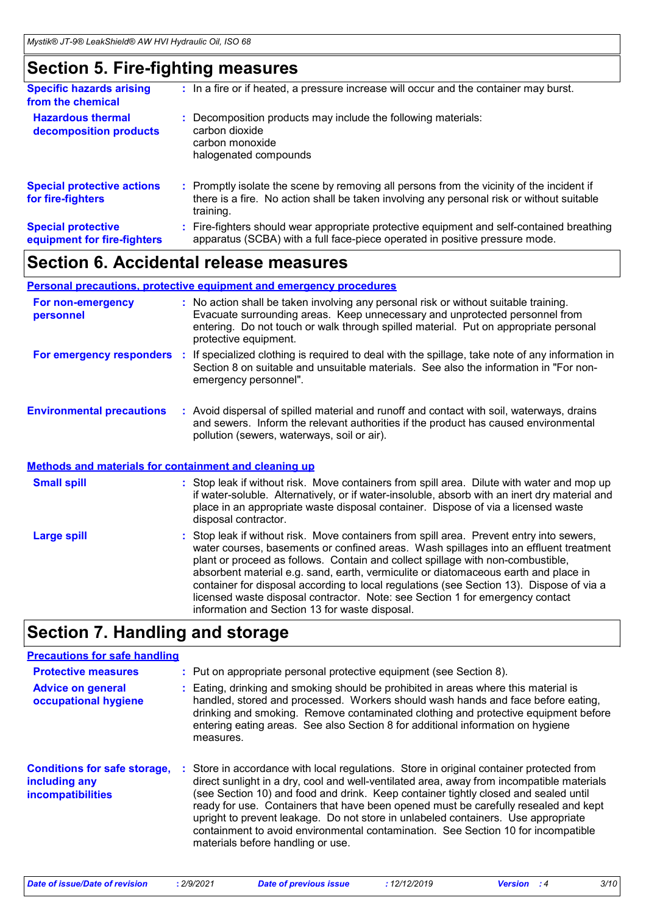## Section 5. Fire-fighting measures

**Specific hazards arising from the chemical** : In a fire or if heated, a pressure increase will occur and the container may burst.

**Hazardous thermal decomposition products** : Decomposition products may include the following materials:
carbon dioxide
carbon monoxide
halogenated compounds

**Special protective actions for fire-fighters** : Promptly isolate the scene by removing all persons from the vicinity of the incident if there is a fire. No action shall be taken involving any personal risk or without suitable training.

**Special protective equipment for fire-fighters** : Fire-fighters should wear appropriate protective equipment and self-contained breathing apparatus (SCBA) with a full face-piece operated in positive pressure mode.

## Section 6. Accidental release measures

### Personal precautions, protective equipment and emergency procedures

**For non-emergency personnel** : No action shall be taken involving any personal risk or without suitable training. Evacuate surrounding areas. Keep unnecessary and unprotected personnel from entering. Do not touch or walk through spilled material. Put on appropriate personal protective equipment.

**For emergency responders** : If specialized clothing is required to deal with the spillage, take note of any information in Section 8 on suitable and unsuitable materials. See also the information in "For non-emergency personnel".

**Environmental precautions** : Avoid dispersal of spilled material and runoff and contact with soil, waterways, drains and sewers. Inform the relevant authorities if the product has caused environmental pollution (sewers, waterways, soil or air).

### Methods and materials for containment and cleaning up

**Small spill** : Stop leak if without risk. Move containers from spill area. Dilute with water and mop up if water-soluble. Alternatively, or if water-insoluble, absorb with an inert dry material and place in an appropriate waste disposal container. Dispose of via a licensed waste disposal contractor.

**Large spill** : Stop leak if without risk. Move containers from spill area. Prevent entry into sewers, water courses, basements or confined areas. Wash spillages into an effluent treatment plant or proceed as follows. Contain and collect spillage with non-combustible, absorbent material e.g. sand, earth, vermiculite or diatomaceous earth and place in container for disposal according to local regulations (see Section 13). Dispose of via a licensed waste disposal contractor. Note: see Section 1 for emergency contact information and Section 13 for waste disposal.

## Section 7. Handling and storage

### Precautions for safe handling

**Protective measures** : Put on appropriate personal protective equipment (see Section 8).

**Advice on general occupational hygiene** : Eating, drinking and smoking should be prohibited in areas where this material is handled, stored and processed. Workers should wash hands and face before eating, drinking and smoking. Remove contaminated clothing and protective equipment before entering eating areas. See also Section 8 for additional information on hygiene measures.

**Conditions for safe storage, including any incompatibilities** : Store in accordance with local regulations. Store in original container protected from direct sunlight in a dry, cool and well-ventilated area, away from incompatible materials (see Section 10) and food and drink. Keep container tightly closed and sealed until ready for use. Containers that have been opened must be carefully resealed and kept upright to prevent leakage. Do not store in unlabeled containers. Use appropriate containment to avoid environmental contamination. See Section 10 for incompatible materials before handling or use.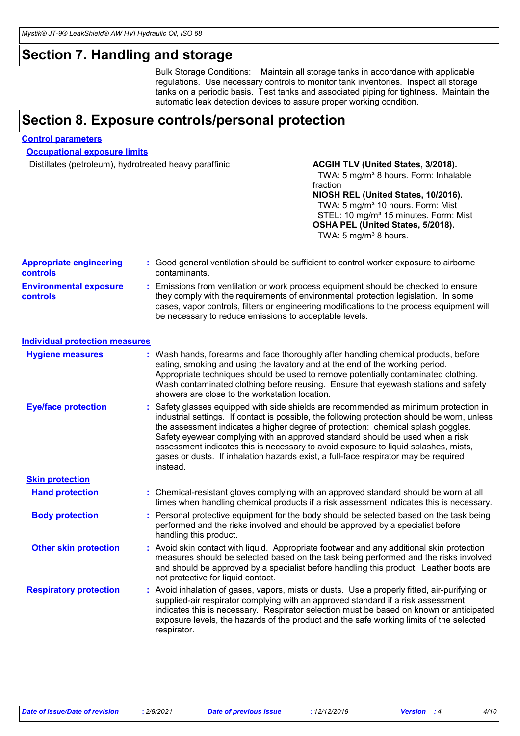# Section 7. Handling and storage

Bulk Storage Conditions: Maintain all storage tanks in accordance with applicable regulations. Use necessary controls to monitor tank inventories. Inspect all storage tanks on a periodic basis. Test tanks and associated piping for tightness. Maintain the automatic leak detection devices to assure proper working condition.

# Section 8. Exposure controls/personal protection

## Control parameters

### Occupational exposure limits

| Ingredient name | Exposure limits |
|---|---|
| Distillates (petroleum), hydrotreated heavy paraffinic | **ACGIH TLV (United States, 3/2018).**<br>TWA: 5 mg/m³ 8 hours. Form: Inhalable fraction<br>**NIOSH REL (United States, 10/2016).**<br>TWA: 5 mg/m³ 10 hours. Form: Mist<br>STEL: 10 mg/m³ 15 minutes. Form: Mist<br>**OSHA PEL (United States, 5/2018).**<br>TWA: 5 mg/m³ 8 hours. |

**Appropriate engineering controls** : Good general ventilation should be sufficient to control worker exposure to airborne contaminants.

**Environmental exposure controls** : Emissions from ventilation or work process equipment should be checked to ensure they comply with the requirements of environmental protection legislation. In some cases, vapor controls, filters or engineering modifications to the process equipment will be necessary to reduce emissions to acceptable levels.

## Individual protection measures

**Hygiene measures** : Wash hands, forearms and face thoroughly after handling chemical products, before eating, smoking and using the lavatory and at the end of the working period. Appropriate techniques should be used to remove potentially contaminated clothing. Wash contaminated clothing before reusing. Ensure that eyewash stations and safety showers are close to the workstation location.

**Eye/face protection** : Safety glasses equipped with side shields are recommended as minimum protection in industrial settings. If contact is possible, the following protection should be worn, unless the assessment indicates a higher degree of protection: chemical splash goggles. Safety eyewear complying with an approved standard should be used when a risk assessment indicates this is necessary to avoid exposure to liquid splashes, mists, gases or dusts. If inhalation hazards exist, a full-face respirator may be required instead.

### Skin protection

**Hand protection** : Chemical-resistant gloves complying with an approved standard should be worn at all times when handling chemical products if a risk assessment indicates this is necessary.

**Body protection** : Personal protective equipment for the body should be selected based on the task being performed and the risks involved and should be approved by a specialist before handling this product.

**Other skin protection** : Avoid skin contact with liquid. Appropriate footwear and any additional skin protection measures should be selected based on the task being performed and the risks involved and should be approved by a specialist before handling this product. Leather boots are not protective for liquid contact.

**Respiratory protection** : Avoid inhalation of gases, vapors, mists or dusts. Use a properly fitted, air-purifying or supplied-air respirator complying with an approved standard if a risk assessment indicates this is necessary. Respirator selection must be based on known or anticipated exposure levels, the hazards of the product and the safe working limits of the selected respirator.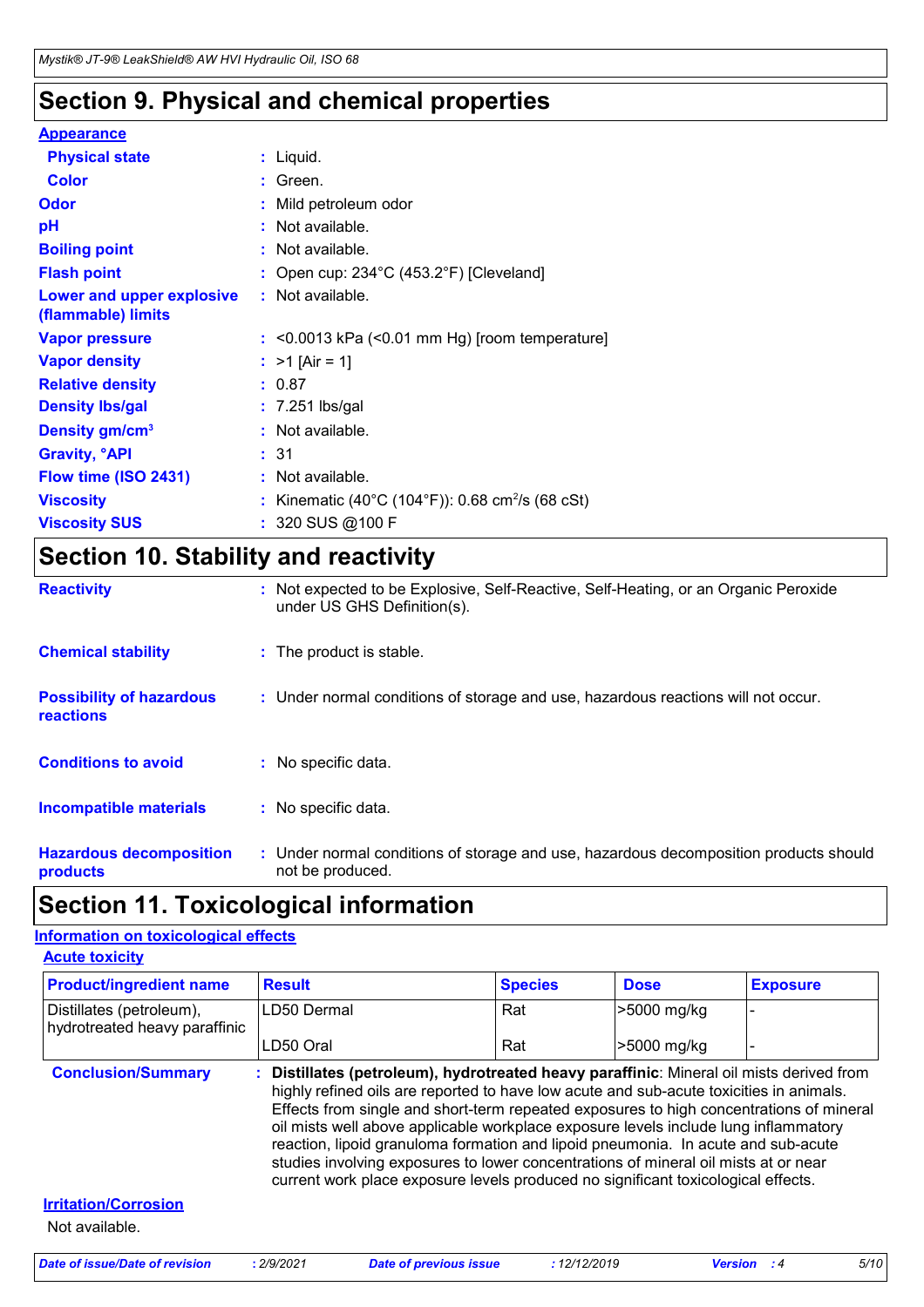## Section 9. Physical and chemical properties

**Appearance**

| | | |
|---|---|---|
| **Physical state** | : | Liquid. |
| **Color** | : | Green. |
| **Odor** | : | Mild petroleum odor |
| **pH** | : | Not available. |
| **Boiling point** | : | Not available. |
| **Flash point** | : | Open cup: 234°C (453.2°F) [Cleveland] |
| **Lower and upper explosive (flammable) limits** | : | Not available. |
| **Vapor pressure** | : | <0.0013 kPa (<0.01 mm Hg) [room temperature] |
| **Vapor density** | : | >1 [Air = 1] |
| **Relative density** | : | 0.87 |
| **Density lbs/gal** | : | 7.251 lbs/gal |
| **Density gm/cm$^3$** | : | Not available. |
| **Gravity, °API** | : | 31 |
| **Flow time (ISO 2431)** | : | Not available. |
| **Viscosity** | : | Kinematic (40°C (104°F)): 0.68 cm$^2$/s (68 cSt) |
| **Viscosity SUS** | : | 320 SUS @100 F |

## Section 10. Stability and reactivity

| | | |
|---|---|---|
| **Reactivity** | : | Not expected to be Explosive, Self-Reactive, Self-Heating, or an Organic Peroxide under US GHS Definition(s). |
| **Chemical stability** | : | The product is stable. |
| **Possibility of hazardous reactions** | : | Under normal conditions of storage and use, hazardous reactions will not occur. |
| **Conditions to avoid** | : | No specific data. |
| **Incompatible materials** | : | No specific data. |
| **Hazardous decomposition products** | : | Under normal conditions of storage and use, hazardous decomposition products should not be produced. |

## Section 11. Toxicological information

**Information on toxicological effects**

**Acute toxicity**

| Product/ingredient name | Result | Species | Dose | Exposure |
|---|---|---|---|---|
| Distillates (petroleum), hydrotreated heavy paraffinic | LD50 Dermal | Rat | >5000 mg/kg | - |
| | LD50 Oral | Rat | >5000 mg/kg | - |

**Conclusion/Summary** : **Distillates (petroleum), hydrotreated heavy paraffinic**: Mineral oil mists derived from highly refined oils are reported to have low acute and sub-acute toxicities in animals. Effects from single and short-term repeated exposures to high concentrations of mineral oil mists well above applicable workplace exposure levels include lung inflammatory reaction, lipoid granuloma formation and lipoid pneumonia. In acute and sub-acute studies involving exposures to lower concentrations of mineral oil mists at or near current work place exposure levels produced no significant toxicological effects.

**Irritation/Corrosion**

Not available.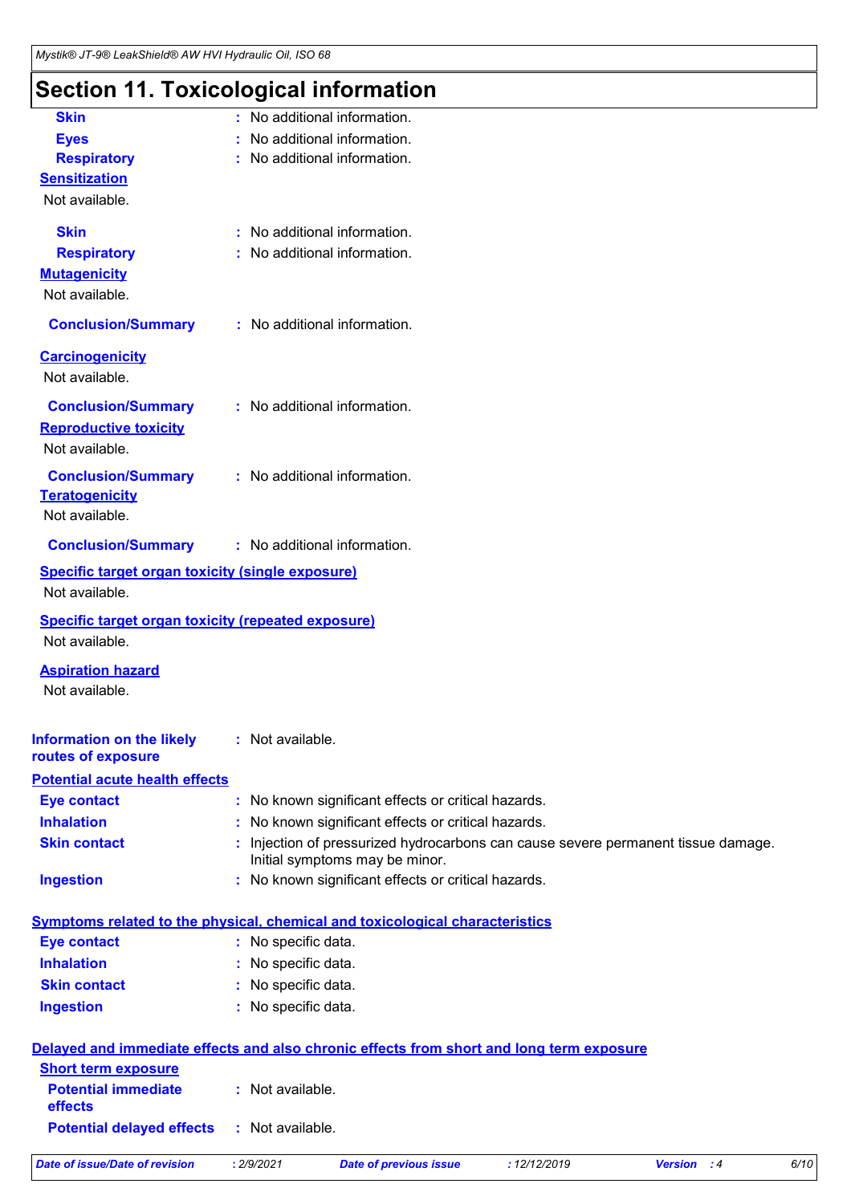## Section 11. Toxicological information

**Skin** : No additional information.

**Eyes** : No additional information.

**Respiratory** : No additional information.

**Sensitization**

Not available.

**Skin** : No additional information.

**Respiratory** : No additional information.

**Mutagenicity**

Not available.

**Conclusion/Summary** : No additional information.

**Carcinogenicity**

Not available.

**Conclusion/Summary** : No additional information.

**Reproductive toxicity**

Not available.

**Conclusion/Summary** : No additional information.

**Teratogenicity**

Not available.

**Conclusion/Summary** : No additional information.

**Specific target organ toxicity (single exposure)**

Not available.

**Specific target organ toxicity (repeated exposure)**

Not available.

**Aspiration hazard**

Not available.

**Information on the likely routes of exposure** : Not available.

**Potential acute health effects**

**Eye contact** : No known significant effects or critical hazards.

**Inhalation** : No known significant effects or critical hazards.

**Skin contact** : Injection of pressurized hydrocarbons can cause severe permanent tissue damage. Initial symptoms may be minor.

**Ingestion** : No known significant effects or critical hazards.

**Symptoms related to the physical, chemical and toxicological characteristics**

**Eye contact** : No specific data.

**Inhalation** : No specific data.

**Skin contact** : No specific data.

**Ingestion** : No specific data.

**Delayed and immediate effects and also chronic effects from short and long term exposure**

**Short term exposure**

**Potential immediate effects** : Not available.

**Potential delayed effects** : Not available.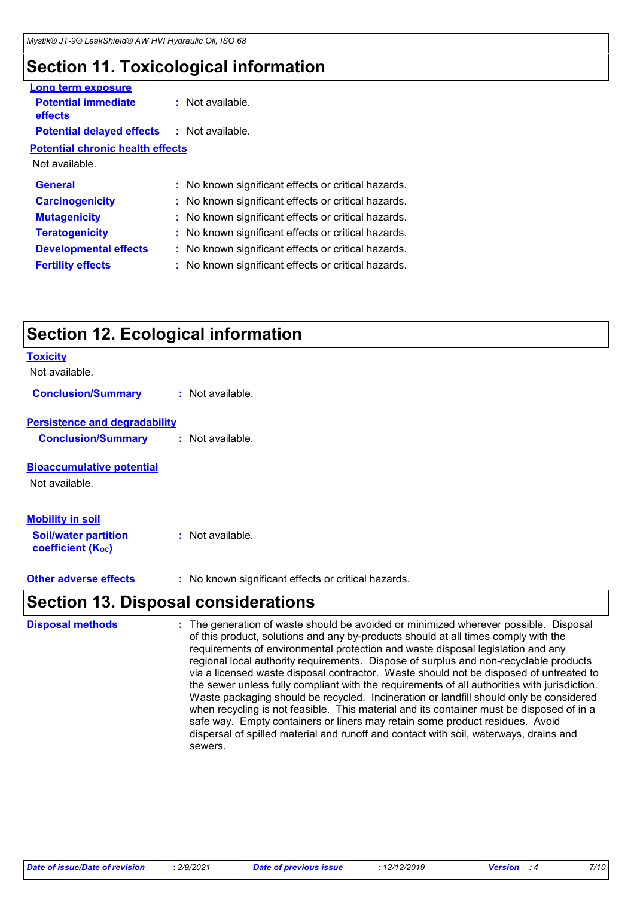# Section 11. Toxicological information

**Long term exposure**

**Potential immediate effects** : Not available.

**Potential delayed effects** : Not available.

**Potential chronic health effects**

Not available.

**General** : No known significant effects or critical hazards.

**Carcinogenicity** : No known significant effects or critical hazards.

**Mutagenicity** : No known significant effects or critical hazards.

**Teratogenicity** : No known significant effects or critical hazards.

**Developmental effects** : No known significant effects or critical hazards.

**Fertility effects** : No known significant effects or critical hazards.

# Section 12. Ecological information

**Toxicity**

Not available.

**Conclusion/Summary** : Not available.

**Persistence and degradability**

**Conclusion/Summary** : Not available.

**Bioaccumulative potential**

Not available.

**Mobility in soil**

**Soil/water partition coefficient ($K_{OC}$)** : Not available.

**Other adverse effects** : No known significant effects or critical hazards.

# Section 13. Disposal considerations

**Disposal methods** : The generation of waste should be avoided or minimized wherever possible. Disposal of this product, solutions and any by-products should at all times comply with the requirements of environmental protection and waste disposal legislation and any regional local authority requirements. Dispose of surplus and non-recyclable products via a licensed waste disposal contractor. Waste should not be disposed of untreated to the sewer unless fully compliant with the requirements of all authorities with jurisdiction. Waste packaging should be recycled. Incineration or landfill should only be considered when recycling is not feasible. This material and its container must be disposed of in a safe way. Empty containers or liners may retain some product residues. Avoid dispersal of spilled material and runoff and contact with soil, waterways, drains and sewers.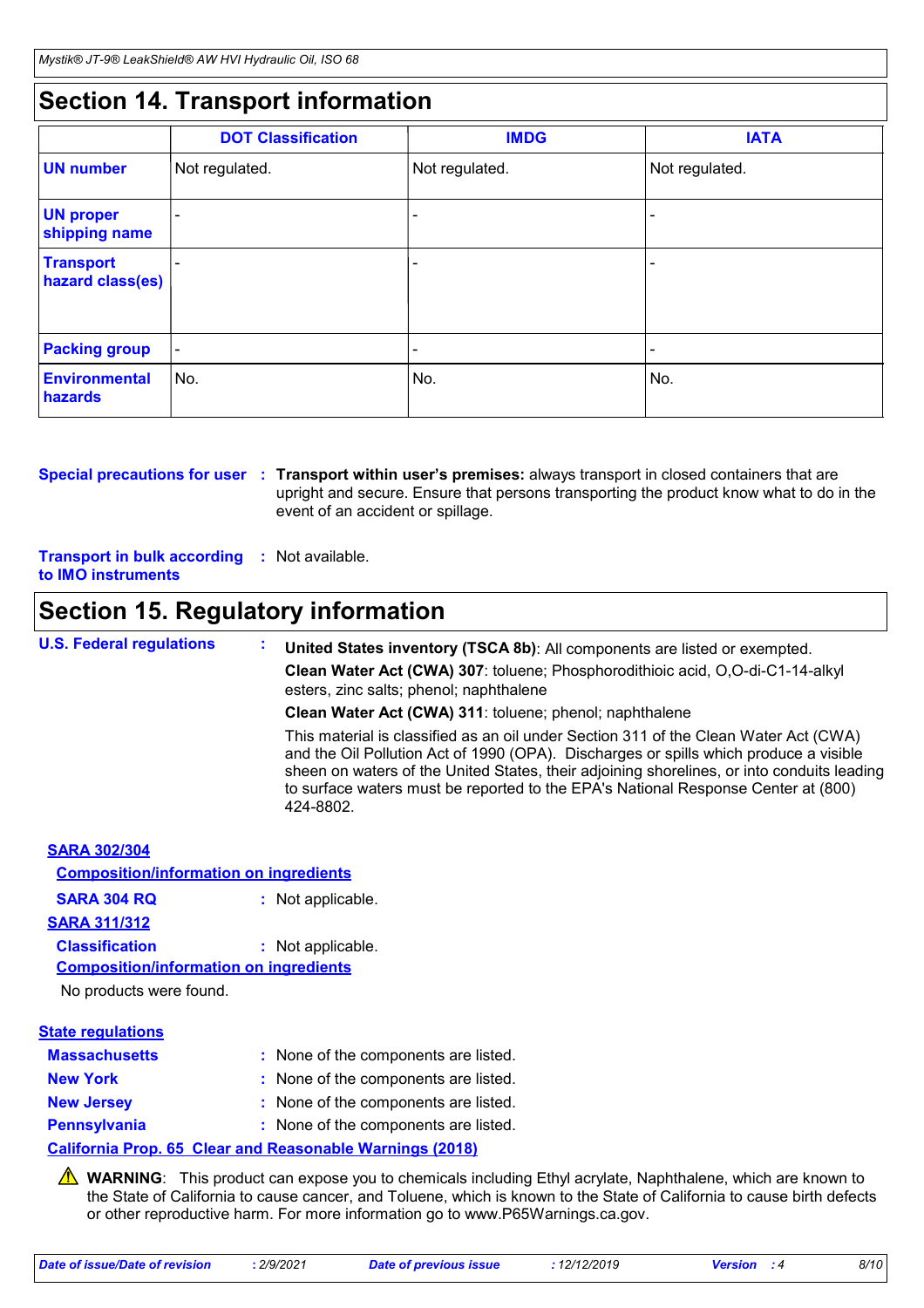## Section 14. Transport information

| | DOT Classification | IMDG | IATA |
|---|---|---|---|
| **UN number** | Not regulated. | Not regulated. | Not regulated. |
| **UN proper shipping name** | - | - | - |
| **Transport hazard class(es)** | - | - | - |
| **Packing group** | - | - | - |
| **Environmental hazards** | No. | No. | No. |

**Special precautions for user** : **Transport within user's premises:** always transport in closed containers that are upright and secure. Ensure that persons transporting the product know what to do in the event of an accident or spillage.

**Transport in bulk according to IMO instruments** : Not available.

## Section 15. Regulatory information

**U.S. Federal regulations** : **United States inventory (TSCA 8b)**: All components are listed or exempted.

**Clean Water Act (CWA) 307**: toluene; Phosphorodithioic acid, O,O-di-C1-14-alkyl esters, zinc salts; phenol; naphthalene

**Clean Water Act (CWA) 311**: toluene; phenol; naphthalene

This material is classified as an oil under Section 311 of the Clean Water Act (CWA) and the Oil Pollution Act of 1990 (OPA). Discharges or spills which produce a visible sheen on waters of the United States, their adjoining shorelines, or into conduits leading to surface waters must be reported to the EPA's National Response Center at (800) 424-8802.

**SARA 302/304**

**Composition/information on ingredients**

**SARA 304 RQ** : Not applicable.

**SARA 311/312**

**Classification** : Not applicable.

**Composition/information on ingredients**

No products were found.

**State regulations**

**Massachusetts** : None of the components are listed.

**New York** : None of the components are listed.

**New Jersey** : None of the components are listed.

**Pennsylvania** : None of the components are listed.

**California Prop. 65 Clear and Reasonable Warnings (2018)**

⚠ **WARNING**: This product can expose you to chemicals including Ethyl acrylate, Naphthalene, which are known to the State of California to cause cancer, and Toluene, which is known to the State of California to cause birth defects or other reproductive harm. For more information go to www.P65Warnings.ca.gov.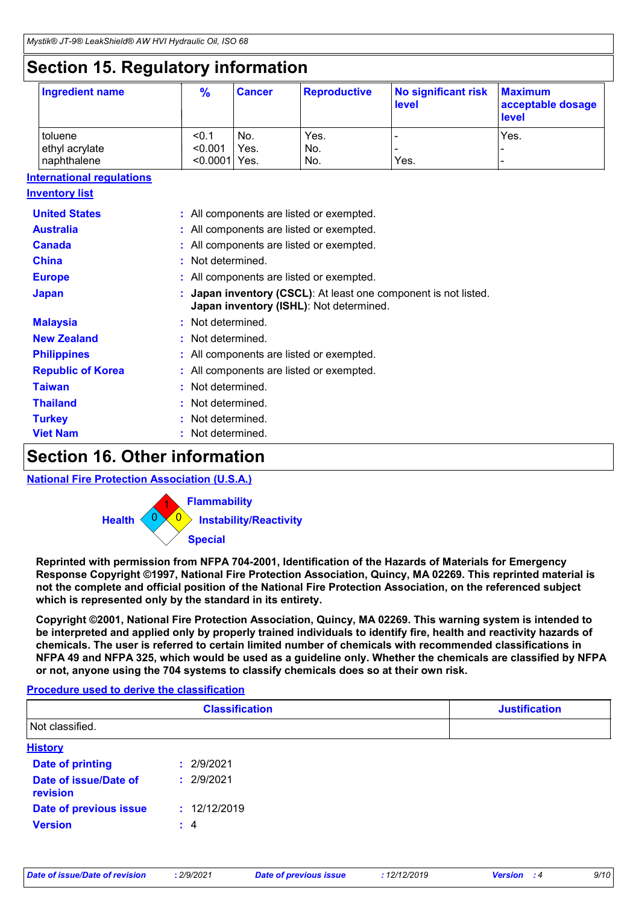# Section 15. Regulatory information

| Ingredient name | % | Cancer | Reproductive | No significant risk level | Maximum acceptable dosage level |
|---|---|---|---|---|---|
| toluene | <0.1 | No. | Yes. | - | Yes. |
| ethyl acrylate | <0.001 | Yes. | No. | - | - |
| naphthalene | <0.0001 | Yes. | No. | Yes. | - |

**International regulations**

**Inventory list**

**United States** : All components are listed or exempted.

**Australia** : All components are listed or exempted.

**Canada** : All components are listed or exempted.

**China** : Not determined.

**Europe** : All components are listed or exempted.

**Japan** : **Japan inventory (CSCL)**: At least one component is not listed. **Japan inventory (ISHL)**: Not determined.

**Malaysia** : Not determined.

**New Zealand** : Not determined.

**Philippines** : All components are listed or exempted.

**Republic of Korea** : All components are listed or exempted.

**Taiwan** : Not determined.

**Thailand** : Not determined.

**Turkey** : Not determined.

**Viet Nam** : Not determined.

# Section 16. Other information

**National Fire Protection Association (U.S.A.)**

Health: 0
Flammability: 1
Instability/Reactivity: 0
Special

**Reprinted with permission from NFPA 704-2001, Identification of the Hazards of Materials for Emergency Response Copyright ©1997, National Fire Protection Association, Quincy, MA 02269. This reprinted material is not the complete and official position of the National Fire Protection Association, on the referenced subject which is represented only by the standard in its entirety.**

**Copyright ©2001, National Fire Protection Association, Quincy, MA 02269. This warning system is intended to be interpreted and applied only by properly trained individuals to identify fire, health and reactivity hazards of chemicals. The user is referred to certain limited number of chemicals with recommended classifications in NFPA 49 and NFPA 325, which would be used as a guideline only. Whether the chemicals are classified by NFPA or not, anyone using the 704 systems to classify chemicals does so at their own risk.**

**Procedure used to derive the classification**

| Classification | Justification |
|---|---|
| Not classified. | |

**History**

**Date of printing** : 2/9/2021

**Date of issue/Date of revision** : 2/9/2021

**Date of previous issue** : 12/12/2019

**Version** : 4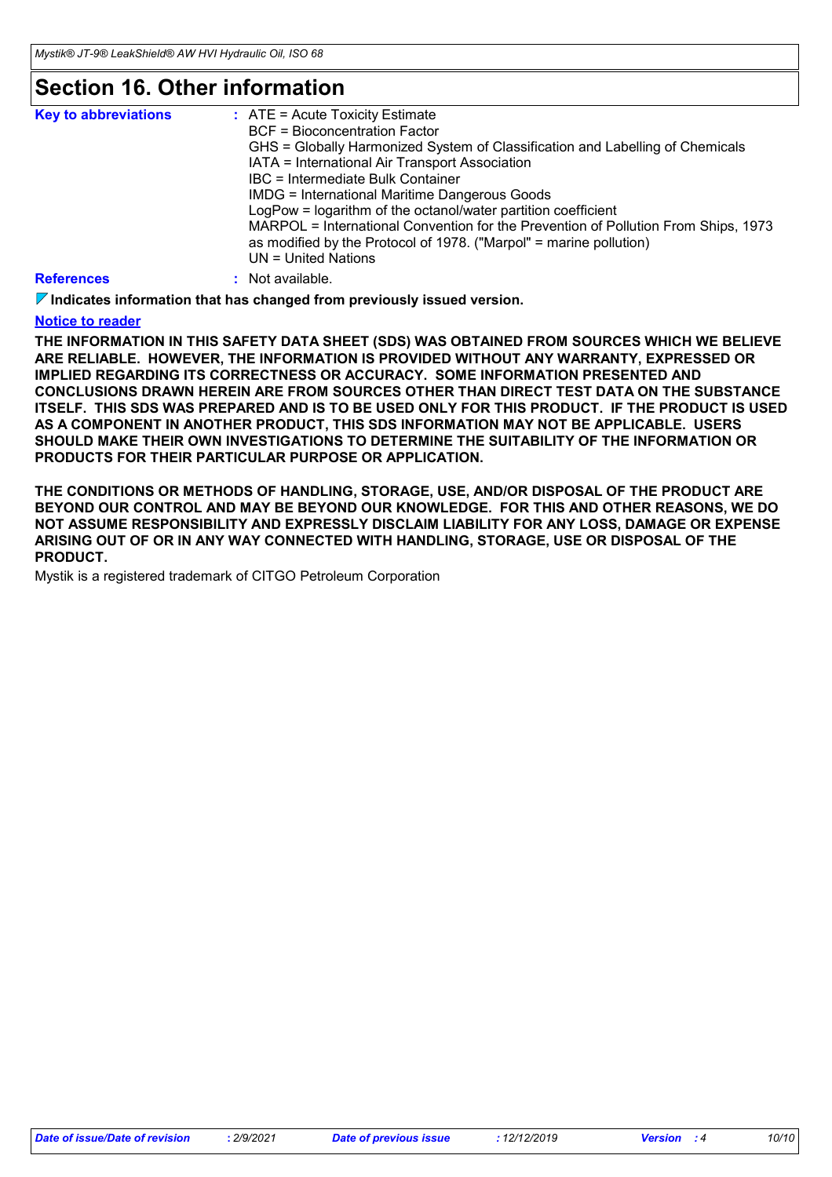# Section 16. Other information

**Key to abbreviations** : ATE = Acute Toxicity Estimate
BCF = Bioconcentration Factor
GHS = Globally Harmonized System of Classification and Labelling of Chemicals
IATA = International Air Transport Association
IBC = Intermediate Bulk Container
IMDG = International Maritime Dangerous Goods
LogPow = logarithm of the octanol/water partition coefficient
MARPOL = International Convention for the Prevention of Pollution From Ships, 1973 as modified by the Protocol of 1978. ("Marpol" = marine pollution)
UN = United Nations

**References** : Not available.

**Indicates information that has changed from previously issued version.**

**Notice to reader**

**THE INFORMATION IN THIS SAFETY DATA SHEET (SDS) WAS OBTAINED FROM SOURCES WHICH WE BELIEVE ARE RELIABLE. HOWEVER, THE INFORMATION IS PROVIDED WITHOUT ANY WARRANTY, EXPRESSED OR IMPLIED REGARDING ITS CORRECTNESS OR ACCURACY. SOME INFORMATION PRESENTED AND CONCLUSIONS DRAWN HEREIN ARE FROM SOURCES OTHER THAN DIRECT TEST DATA ON THE SUBSTANCE ITSELF. THIS SDS WAS PREPARED AND IS TO BE USED ONLY FOR THIS PRODUCT. IF THE PRODUCT IS USED AS A COMPONENT IN ANOTHER PRODUCT, THIS SDS INFORMATION MAY NOT BE APPLICABLE. USERS SHOULD MAKE THEIR OWN INVESTIGATIONS TO DETERMINE THE SUITABILITY OF THE INFORMATION OR PRODUCTS FOR THEIR PARTICULAR PURPOSE OR APPLICATION.**

**THE CONDITIONS OR METHODS OF HANDLING, STORAGE, USE, AND/OR DISPOSAL OF THE PRODUCT ARE BEYOND OUR CONTROL AND MAY BE BEYOND OUR KNOWLEDGE. FOR THIS AND OTHER REASONS, WE DO NOT ASSUME RESPONSIBILITY AND EXPRESSLY DISCLAIM LIABILITY FOR ANY LOSS, DAMAGE OR EXPENSE ARISING OUT OF OR IN ANY WAY CONNECTED WITH HANDLING, STORAGE, USE OR DISPOSAL OF THE PRODUCT.**

Mystik is a registered trademark of CITGO Petroleum Corporation